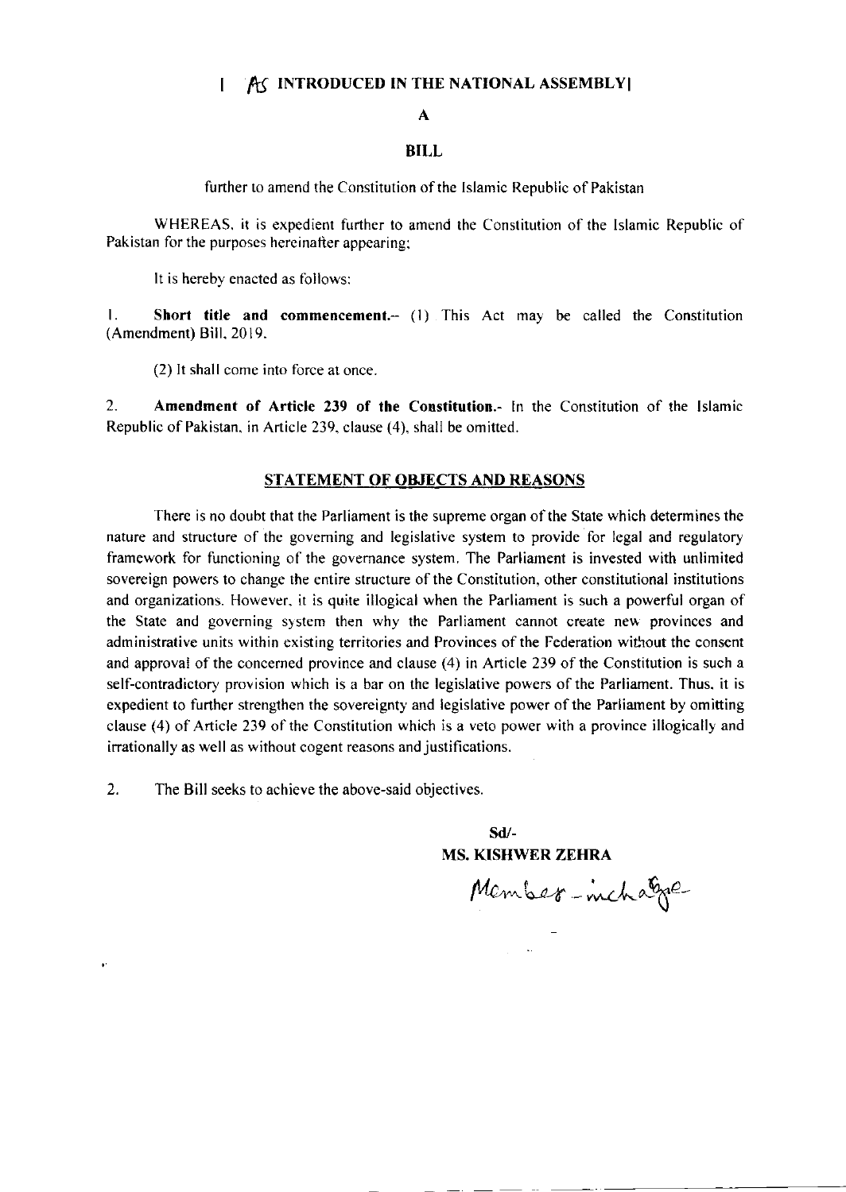[ AS INTRODUCED IN THE NATIONAL ASSEMBLY]

# A

# BILL

further to amend the Constitution of the Islamic Republic of Pakistan

WHEREAS, it is expedient further to amend the Constitution of the Islamic Republic of Pakistan for the purposes hereinafter appearing;

It is hereby enacted as follows:

1. **Short title and commencement.**-- (1) This Act may be called the Constitution (Amendment) Bill, 2019.

(2) It shall come into force at once.

2. **Amendment of Article 239 of the Constitution.**- In the Constitution of the Islamic Republic of Pakistan, in Article 239, clause (4), shall be omitted.

## STATEMENT OF OBJECTS AND REASONS

There is no doubt that the Parliament is the supreme organ of the State which determines the nature and structure of the governing and legislative system to provide for legal and regulatory framework for functioning of the governance system. The Parliament is invested with unlimited sovereign powers to change the entire structure of the Constitution, other constitutional institutions and organizations. However, it is quite illogical when the Parliament is such a powerful organ of the State and governing system then why the Parliament cannot create new provinces and administrative units within existing territories and Provinces of the Federation without the consent and approval of the concerned province and clause (4) in Article 239 of the Constitution is such a self-contradictory provision which is a bar on the legislative powers of the Parliament. Thus, it is expedient to further strengthen the sovereignty and legislative power of the Parliament by omitting clause (4) of Article 239 of the Constitution which is a veto power with a province illogically and irrationally as well as without cogent reasons and justifications.

2. The Bill seeks to achieve the above-said objectives.

**Sd/-**
**MS. KISHWER ZEHRA**
Member-incharge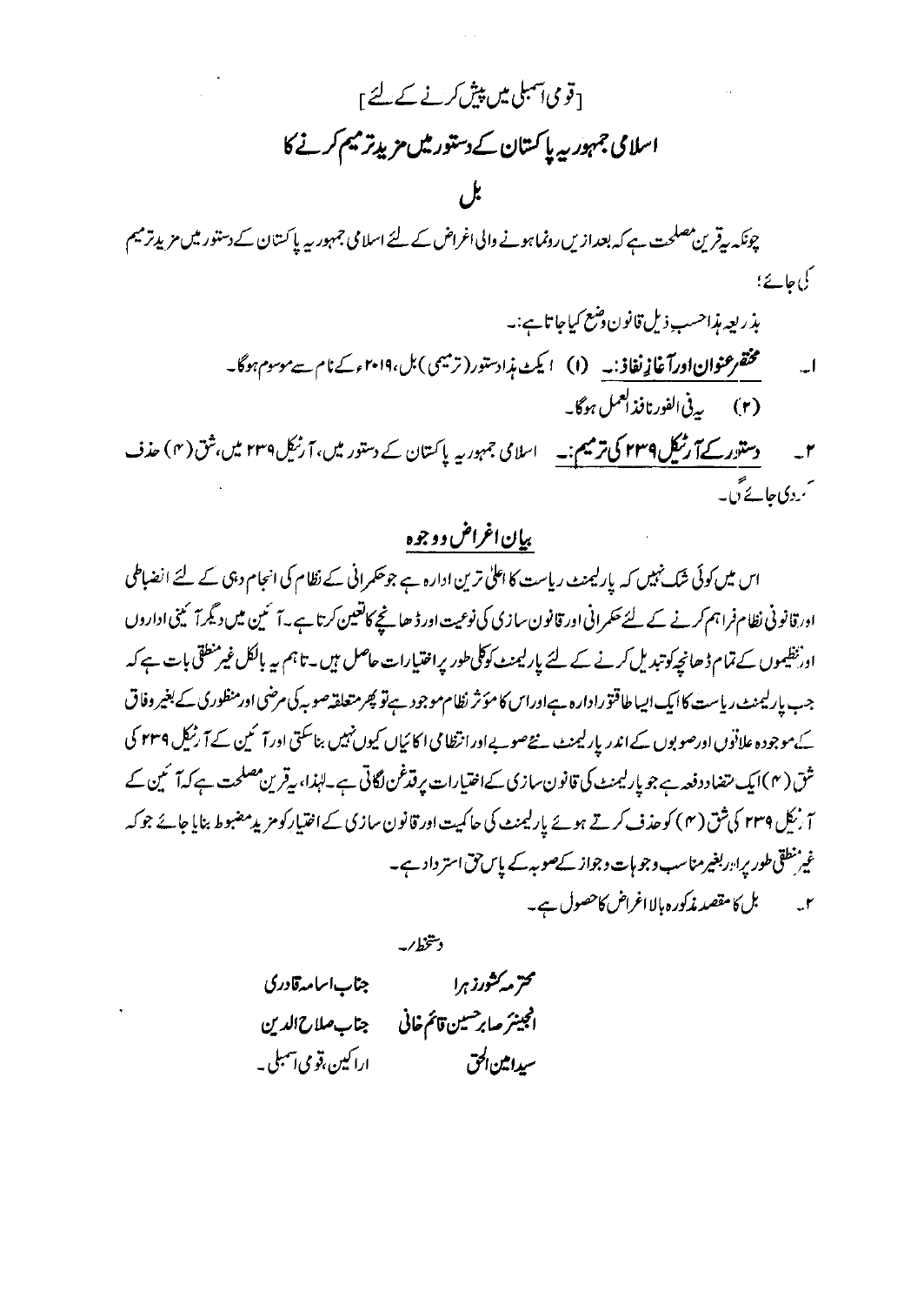[قومی اسمبلی میں پیش کرنے کے لئے]

# اسلامی جمہوریہ پاکستان کے دستور میں مزید ترمیم کرنے کا

# بل

چونکہ یہ قرین مصلحت ہے کہ بعدازیں رونما ہونے والی اغراض کے لئے اسلامی جمہوریہ پاکستان کے دستور میں مزید ترمیم کی جائے؛

بذریعہ ہذا حسب ذیل قانون وضع کیا جاتا ہے:۔

۱۔ **مختصر عنوان اور آغاز نفاذ:۔** (۱) ایکٹ ہذا دستور (ترمیمی) بل، ۲۰۱۹ء کے نام سے موسوم ہوگا۔

(۲) یہ فی الفور نافذ العمل ہوگا۔

۲۔ **دستور کے آرٹیکل ۲۳۹ کی ترمیم:۔** اسلامی جمہوریہ پاکستان کے دستور میں، آرٹیکل ۲۳۹ میں، شق (۴) حذف کر دی جائے گی۔

## بیان اغراض و وجوہ

اس میں کوئی شک نہیں کہ پارلیمنٹ ریاست کا اعلیٰ ترین ادارہ ہے جو حکمرانی کے نظام کی انجام دہی کے لئے انضباطی اور قانونی نظام فراہم کرنے کے لئے حکمرانی اور قانون سازی کی نوعیت اور ڈھانچے کا تعین کرتا ہے۔ آئین میں دیگر آئینی اداروں اور تنظیموں کے تمام ڈھانچہ کو تبدیل کرنے کے لئے پارلیمنٹ کو کلی طور پر اختیارات حاصل ہیں۔ تاہم یہ بالکل غیر منطقی بات ہے کہ جب پارلیمنٹ ریاست کا ایک ایسا طاقتور ادارہ ہے اور اس کا موثر نظام موجود ہے تو پھر متعلقہ صوبہ کی مرضی اور منظوری کے بغیر وفاق کے موجودہ علاقوں اور صوبوں کے اندر پارلیمنٹ نئے صوبے اور انتظامی اکائیاں کیوں نہیں بنا سکتی اور آئین کے آرٹیکل ۲۳۹ کی شق (۴) ایک متضاد دفعہ ہے جو پارلیمنٹ کی قانون سازی کے اختیارات پر قدغن لگاتی ہے۔ لہٰذا، یہ قرین مصلحت ہے کہ آئین کے آرٹیکل ۲۳۹ کی شق (۴) کو حذف کرتے ہوئے پارلیمنٹ کی حاکمیت اور قانون سازی کے اختیار کو مزید مضبوط بنایا جائے جو کہ غیر منطقی طور پر اور بغیر مناسب وجوہات و جواز کے صوبہ کے پاس حق استرداد ہے۔

۲۔ بل کا مقصد مذکورہ بالا اغراض کا حصول ہے۔

دستخط/۔

| | |
|---|---|
| محترمہ کشور زہرا | جناب اسامہ قادری |
| انجینئر صابر حسین قائم خانی | جناب صلاح الدین |
| سید امین الحق | اراکین، قومی اسمبلی۔ |